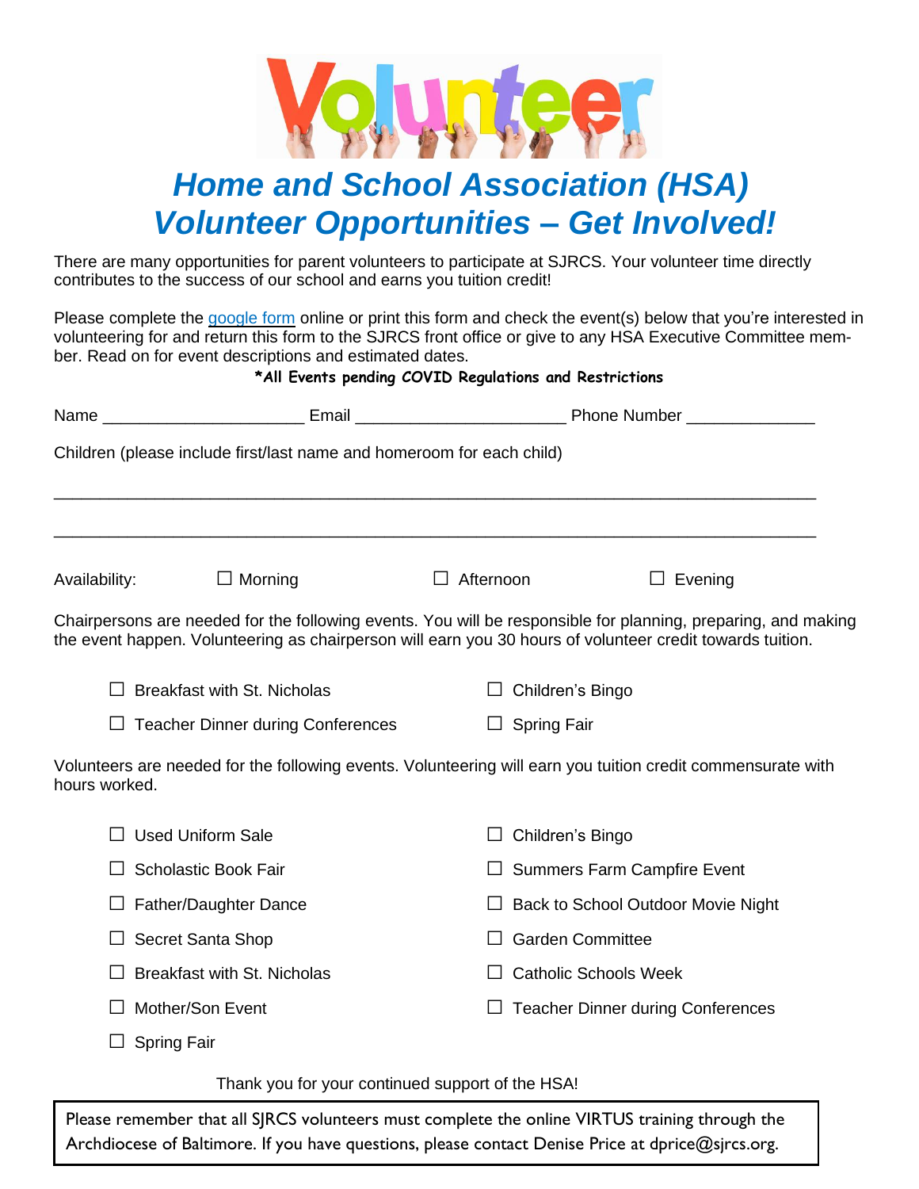# *Home and School Association (HSA)*
# *Volunteer Opportunities – Get Involved!*

There are many opportunities for parent volunteers to participate at SJRCS. Your volunteer time directly contributes to the success of our school and earns you tuition credit!

Please complete the [google form] online or print this form and check the event(s) below that you're interested in volunteering for and return this form to the SJRCS front office or give to any HSA Executive Committee member. Read on for event descriptions and estimated dates.

**\*All Events pending COVID Regulations and Restrictions**

Name ______________________ Email _______________________ Phone Number ______________

Children (please include first/last name and homeroom for each child)

_____________________________________________________________________________________

_____________________________________________________________________________________

Availability: ☐ Morning ☐ Afternoon ☐ Evening

Chairpersons are needed for the following events. You will be responsible for planning, preparing, and making the event happen. Volunteering as chairperson will earn you 30 hours of volunteer credit towards tuition.

- ☐ Breakfast with St. Nicholas
- ☐ Teacher Dinner during Conferences
- ☐ Children's Bingo
- ☐ Spring Fair

Volunteers are needed for the following events. Volunteering will earn you tuition credit commensurate with hours worked.

- ☐ Used Uniform Sale
- ☐ Scholastic Book Fair
- ☐ Father/Daughter Dance
- ☐ Secret Santa Shop
- ☐ Breakfast with St. Nicholas
- ☐ Mother/Son Event
- ☐ Spring Fair
- ☐ Children's Bingo
- ☐ Summers Farm Campfire Event
- ☐ Back to School Outdoor Movie Night
- ☐ Garden Committee
- ☐ Catholic Schools Week
- ☐ Teacher Dinner during Conferences

Thank you for your continued support of the HSA!

Please remember that all SJRCS volunteers must complete the online VIRTUS training through the Archdiocese of Baltimore. If you have questions, please contact Denise Price at dprice@sjrcs.org.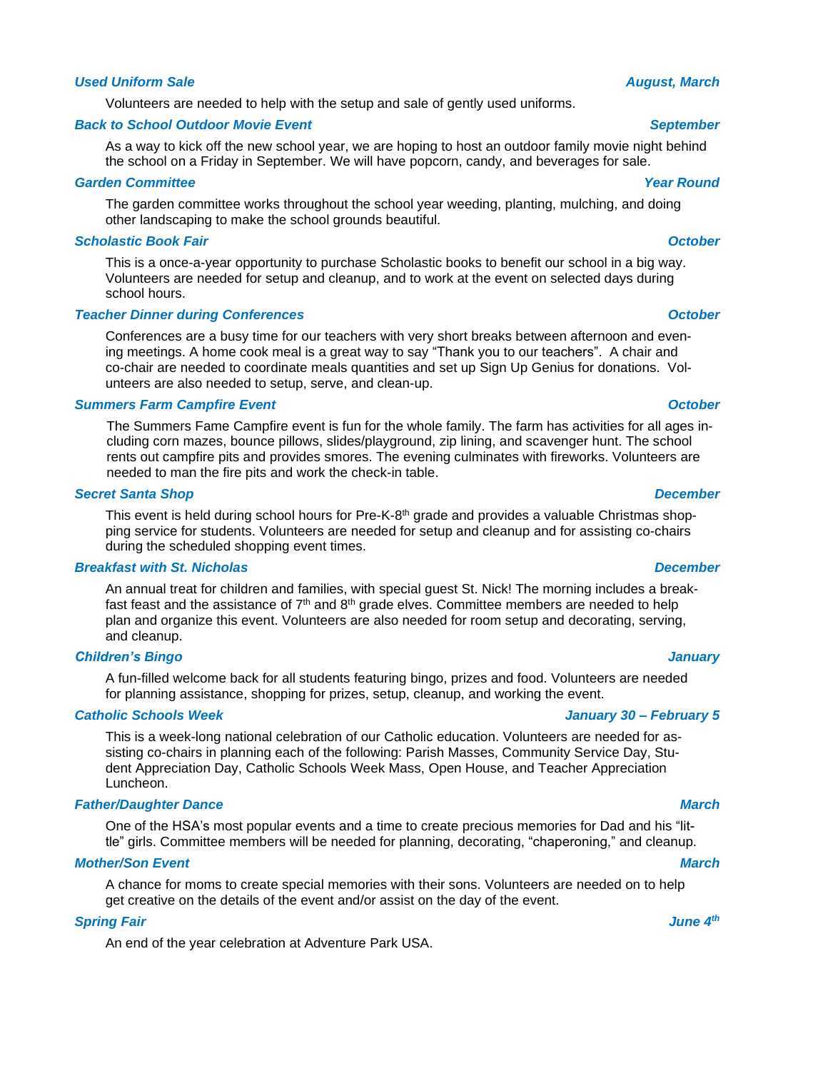***Used Uniform Sale*** — ***August, March***

Volunteers are needed to help with the setup and sale of gently used uniforms.

***Back to School Outdoor Movie Event*** — ***September***

As a way to kick off the new school year, we are hoping to host an outdoor family movie night behind the school on a Friday in September. We will have popcorn, candy, and beverages for sale.

***Garden Committee*** — ***Year Round***

The garden committee works throughout the school year weeding, planting, mulching, and doing other landscaping to make the school grounds beautiful.

***Scholastic Book Fair*** — ***October***

This is a once-a-year opportunity to purchase Scholastic books to benefit our school in a big way. Volunteers are needed for setup and cleanup, and to work at the event on selected days during school hours.

***Teacher Dinner during Conferences*** — ***October***

Conferences are a busy time for our teachers with very short breaks between afternoon and evening meetings. A home cook meal is a great way to say "Thank you to our teachers". A chair and co-chair are needed to coordinate meals quantities and set up Sign Up Genius for donations. Volunteers are also needed to setup, serve, and clean-up.

***Summers Farm Campfire Event*** — ***October***

The Summers Fame Campfire event is fun for the whole family. The farm has activities for all ages including corn mazes, bounce pillows, slides/playground, zip lining, and scavenger hunt. The school rents out campfire pits and provides smores. The evening culminates with fireworks. Volunteers are needed to man the fire pits and work the check-in table.

***Secret Santa Shop*** — ***December***

This event is held during school hours for Pre-K-8th grade and provides a valuable Christmas shopping service for students. Volunteers are needed for setup and cleanup and for assisting co-chairs during the scheduled shopping event times.

***Breakfast with St. Nicholas*** — ***December***

An annual treat for children and families, with special guest St. Nick! The morning includes a breakfast feast and the assistance of 7th and 8th grade elves. Committee members are needed to help plan and organize this event. Volunteers are also needed for room setup and decorating, serving, and cleanup.

***Children's Bingo*** — ***January***

A fun-filled welcome back for all students featuring bingo, prizes and food. Volunteers are needed for planning assistance, shopping for prizes, setup, cleanup, and working the event.

***Catholic Schools Week*** — ***January 30 – February 5***

This is a week-long national celebration of our Catholic education. Volunteers are needed for assisting co-chairs in planning each of the following: Parish Masses, Community Service Day, Student Appreciation Day, Catholic Schools Week Mass, Open House, and Teacher Appreciation Luncheon.

***Father/Daughter Dance*** — ***March***

One of the HSA's most popular events and a time to create precious memories for Dad and his "little" girls. Committee members will be needed for planning, decorating, "chaperoning," and cleanup.

***Mother/Son Event*** — ***March***

A chance for moms to create special memories with their sons. Volunteers are needed on to help get creative on the details of the event and/or assist on the day of the event.

***Spring Fair*** — ***June 4th***

An end of the year celebration at Adventure Park USA.